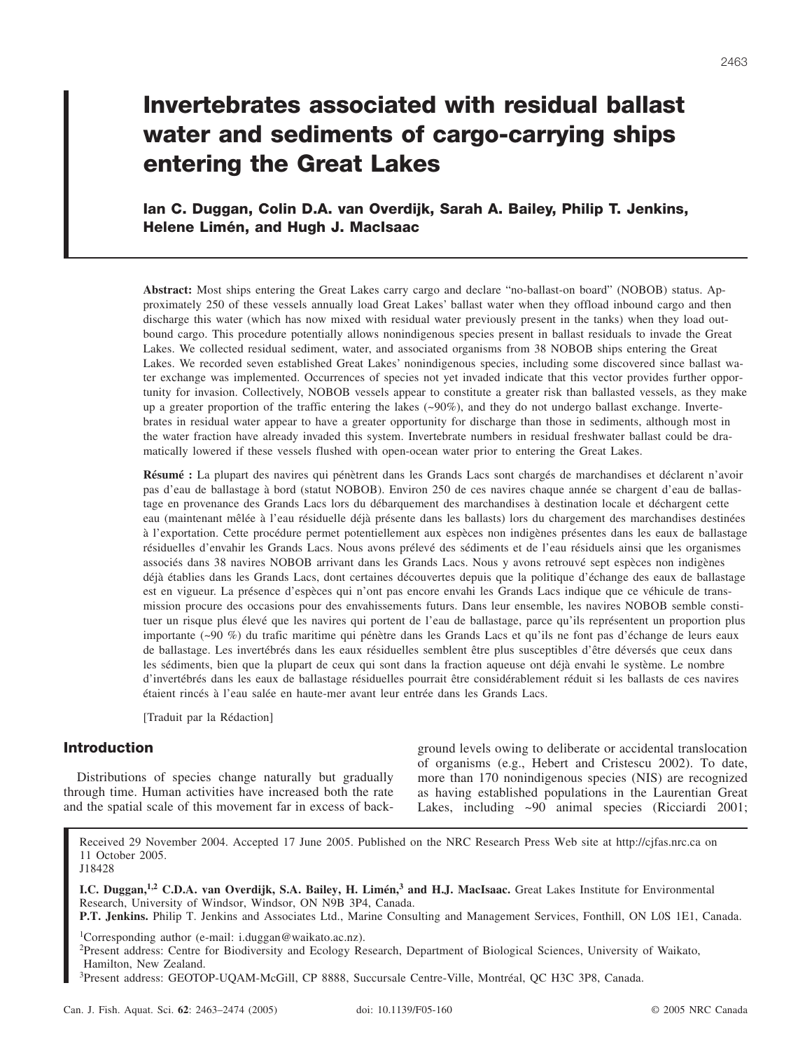# Invertebrates associated with residual ballast water and sediments of cargo-carrying ships entering the Great Lakes

**Ian C. Duggan, Colin D.A. van Overdijk, Sarah A. Bailey, Philip T. Jenkins, Helene Limén, and Hugh J. MacIsaac**

**Abstract:** Most ships entering the Great Lakes carry cargo and declare "no-ballast-on board" (NOBOB) status. Approximately 250 of these vessels annually load Great Lakes' ballast water when they offload inbound cargo and then discharge this water (which has now mixed with residual water previously present in the tanks) when they load outbound cargo. This procedure potentially allows nonindigenous species present in ballast residuals to invade the Great Lakes. We collected residual sediment, water, and associated organisms from 38 NOBOB ships entering the Great Lakes. We recorded seven established Great Lakes' nonindigenous species, including some discovered since ballast water exchange was implemented. Occurrences of species not yet invaded indicate that this vector provides further opportunity for invasion. Collectively, NOBOB vessels appear to constitute a greater risk than ballasted vessels, as they make up a greater proportion of the traffic entering the lakes (~90%), and they do not undergo ballast exchange. Invertebrates in residual water appear to have a greater opportunity for discharge than those in sediments, although most in the water fraction have already invaded this system. Invertebrate numbers in residual freshwater ballast could be dramatically lowered if these vessels flushed with open-ocean water prior to entering the Great Lakes.

**Résumé :** La plupart des navires qui pénètrent dans les Grands Lacs sont chargés de marchandises et déclarent n'avoir pas d'eau de ballastage à bord (statut NOBOB). Environ 250 de ces navires chaque année se chargent d'eau de ballastage en provenance des Grands Lacs lors du débarquement des marchandises à destination locale et déchargent cette eau (maintenant mêlée à l'eau résiduelle déjà présente dans les ballasts) lors du chargement des marchandises destinées à l'exportation. Cette procédure permet potentiellement aux espèces non indigènes présentes dans les eaux de ballastage résiduelles d'envahir les Grands Lacs. Nous avons prélevé des sédiments et de l'eau résiduels ainsi que les organismes associés dans 38 navires NOBOB arrivant dans les Grands Lacs. Nous y avons retrouvé sept espèces non indigènes déjà établies dans les Grands Lacs, dont certaines découvertes depuis que la politique d'échange des eaux de ballastage est en vigueur. La présence d'espèces qui n'ont pas encore envahi les Grands Lacs indique que ce véhicule de transmission procure des occasions pour des envahissements futurs. Dans leur ensemble, les navires NOBOB semble constituer un risque plus élevé que les navires qui portent de l'eau de ballastage, parce qu'ils représentent un proportion plus importante (~90 %) du trafic maritime qui pénètre dans les Grands Lacs et qu'ils ne font pas d'échange de leurs eaux de ballastage. Les invertébrés dans les eaux résiduelles semblent être plus susceptibles d'être déversés que ceux dans les sédiments, bien que la plupart de ceux qui sont dans la fraction aqueuse ont déjà envahi le système. Le nombre d'invertébrés dans les eaux de ballastage résiduelles pourrait être considérablement réduit si les ballasts de ces navires étaient rincés à l'eau salée en haute-mer avant leur entrée dans les Grands Lacs.

[Traduit par la Rédaction]

## Introduction

Distributions of species change naturally but gradually through time. Human activities have increased both the rate and the spatial scale of this movement far in excess of background levels owing to deliberate or accidental translocation of organisms (e.g., Hebert and Cristescu 2002). To date, more than 170 nonindigenous species (NIS) are recognized as having established populations in the Laurentian Great Lakes, including ~90 animal species (Ricciardi 2001;

Received 29 November 2004. Accepted 17 June 2005. Published on the NRC Research Press Web site at http://cjfas.nrc.ca on 11 October 2005.
J18428

**I.C. Duggan,[1,2] C.D.A. van Overdijk, S.A. Bailey, H. Limén,[3] and H.J. MacIsaac.** Great Lakes Institute for Environmental Research, University of Windsor, Windsor, ON N9B 3P4, Canada.
**P.T. Jenkins.** Philip T. Jenkins and Associates Ltd., Marine Consulting and Management Services, Fonthill, ON L0S 1E1, Canada.

[1]Corresponding author (e-mail: i.duggan@waikato.ac.nz).
[2]Present address: Centre for Biodiversity and Ecology Research, Department of Biological Sciences, University of Waikato, Hamilton, New Zealand.
[3]Present address: GEOTOP-UQAM-McGill, CP 8888, Succursale Centre-Ville, Montréal, QC H3C 3P8, Canada.

doi: 10.1139/F05-160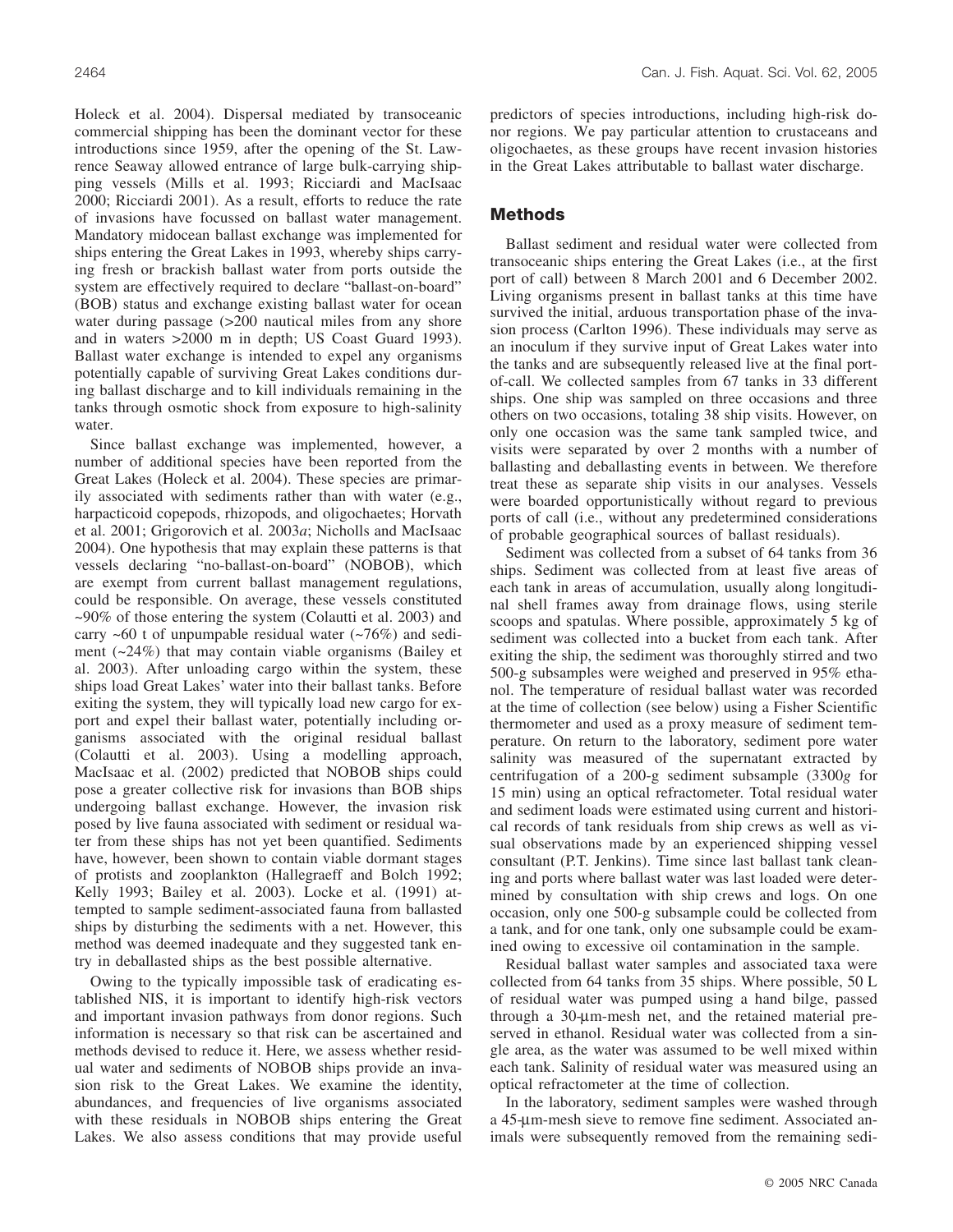Holeck et al. 2004). Dispersal mediated by transoceanic commercial shipping has been the dominant vector for these introductions since 1959, after the opening of the St. Lawrence Seaway allowed entrance of large bulk-carrying shipping vessels (Mills et al. 1993; Ricciardi and MacIsaac 2000; Ricciardi 2001). As a result, efforts to reduce the rate of invasions have focussed on ballast water management. Mandatory midocean ballast exchange was implemented for ships entering the Great Lakes in 1993, whereby ships carrying fresh or brackish ballast water from ports outside the system are effectively required to declare "ballast-on-board" (BOB) status and exchange existing ballast water for ocean water during passage (>200 nautical miles from any shore and in waters >2000 m in depth; US Coast Guard 1993). Ballast water exchange is intended to expel any organisms potentially capable of surviving Great Lakes conditions during ballast discharge and to kill individuals remaining in the tanks through osmotic shock from exposure to high-salinity water.

Since ballast exchange was implemented, however, a number of additional species have been reported from the Great Lakes (Holeck et al. 2004). These species are primarily associated with sediments rather than with water (e.g., harpacticoid copepods, rhizopods, and oligochaetes; Horvath et al. 2001; Grigorovich et al. 2003*a*; Nicholls and MacIsaac 2004). One hypothesis that may explain these patterns is that vessels declaring "no-ballast-on-board" (NOBOB), which are exempt from current ballast management regulations, could be responsible. On average, these vessels constituted ~90% of those entering the system (Colautti et al. 2003) and carry ~60 t of unpumpable residual water (~76%) and sediment (~24%) that may contain viable organisms (Bailey et al. 2003). After unloading cargo within the system, these ships load Great Lakes' water into their ballast tanks. Before exiting the system, they will typically load new cargo for export and expel their ballast water, potentially including organisms associated with the original residual ballast (Colautti et al. 2003). Using a modelling approach, MacIsaac et al. (2002) predicted that NOBOB ships could pose a greater collective risk for invasions than BOB ships undergoing ballast exchange. However, the invasion risk posed by live fauna associated with sediment or residual water from these ships has not yet been quantified. Sediments have, however, been shown to contain viable dormant stages of protists and zooplankton (Hallegraeff and Bolch 1992; Kelly 1993; Bailey et al. 2003). Locke et al. (1991) attempted to sample sediment-associated fauna from ballasted ships by disturbing the sediments with a net. However, this method was deemed inadequate and they suggested tank entry in deballasted ships as the best possible alternative.

Owing to the typically impossible task of eradicating established NIS, it is important to identify high-risk vectors and important invasion pathways from donor regions. Such information is necessary so that risk can be ascertained and methods devised to reduce it. Here, we assess whether residual water and sediments of NOBOB ships provide an invasion risk to the Great Lakes. We examine the identity, abundances, and frequencies of live organisms associated with these residuals in NOBOB ships entering the Great Lakes. We also assess conditions that may provide useful predictors of species introductions, including high-risk donor regions. We pay particular attention to crustaceans and oligochaetes, as these groups have recent invasion histories in the Great Lakes attributable to ballast water discharge.

## Methods

Ballast sediment and residual water were collected from transoceanic ships entering the Great Lakes (i.e., at the first port of call) between 8 March 2001 and 6 December 2002. Living organisms present in ballast tanks at this time have survived the initial, arduous transportation phase of the invasion process (Carlton 1996). These individuals may serve as an inoculum if they survive input of Great Lakes water into the tanks and are subsequently released live at the final port-of-call. We collected samples from 67 tanks in 33 different ships. One ship was sampled on three occasions and three others on two occasions, totaling 38 ship visits. However, on only one occasion was the same tank sampled twice, and visits were separated by over 2 months with a number of ballasting and deballasting events in between. We therefore treat these as separate ship visits in our analyses. Vessels were boarded opportunistically without regard to previous ports of call (i.e., without any predetermined considerations of probable geographical sources of ballast residuals).

Sediment was collected from a subset of 64 tanks from 36 ships. Sediment was collected from at least five areas of each tank in areas of accumulation, usually along longitudinal shell frames away from drainage flows, using sterile scoops and spatulas. Where possible, approximately 5 kg of sediment was collected into a bucket from each tank. After exiting the ship, the sediment was thoroughly stirred and two 500-g subsamples were weighed and preserved in 95% ethanol. The temperature of residual ballast water was recorded at the time of collection (see below) using a Fisher Scientific thermometer and used as a proxy measure of sediment temperature. On return to the laboratory, sediment pore water salinity was measured of the supernatant extracted by centrifugation of a 200-g sediment subsample (3300*g* for 15 min) using an optical refractometer. Total residual water and sediment loads were estimated using current and historical records of tank residuals from ship crews as well as visual observations made by an experienced shipping vessel consultant (P.T. Jenkins). Time since last ballast tank cleaning and ports where ballast water was last loaded were determined by consultation with ship crews and logs. On one occasion, only one 500-g subsample could be collected from a tank, and for one tank, only one subsample could be examined owing to excessive oil contamination in the sample.

Residual ballast water samples and associated taxa were collected from 64 tanks from 35 ships. Where possible, 50 L of residual water was pumped using a hand bilge, passed through a 30-μm-mesh net, and the retained material preserved in ethanol. Residual water was collected from a single area, as the water was assumed to be well mixed within each tank. Salinity of residual water was measured using an optical refractometer at the time of collection.

In the laboratory, sediment samples were washed through a 45-μm-mesh sieve to remove fine sediment. Associated animals were subsequently removed from the remaining sedi-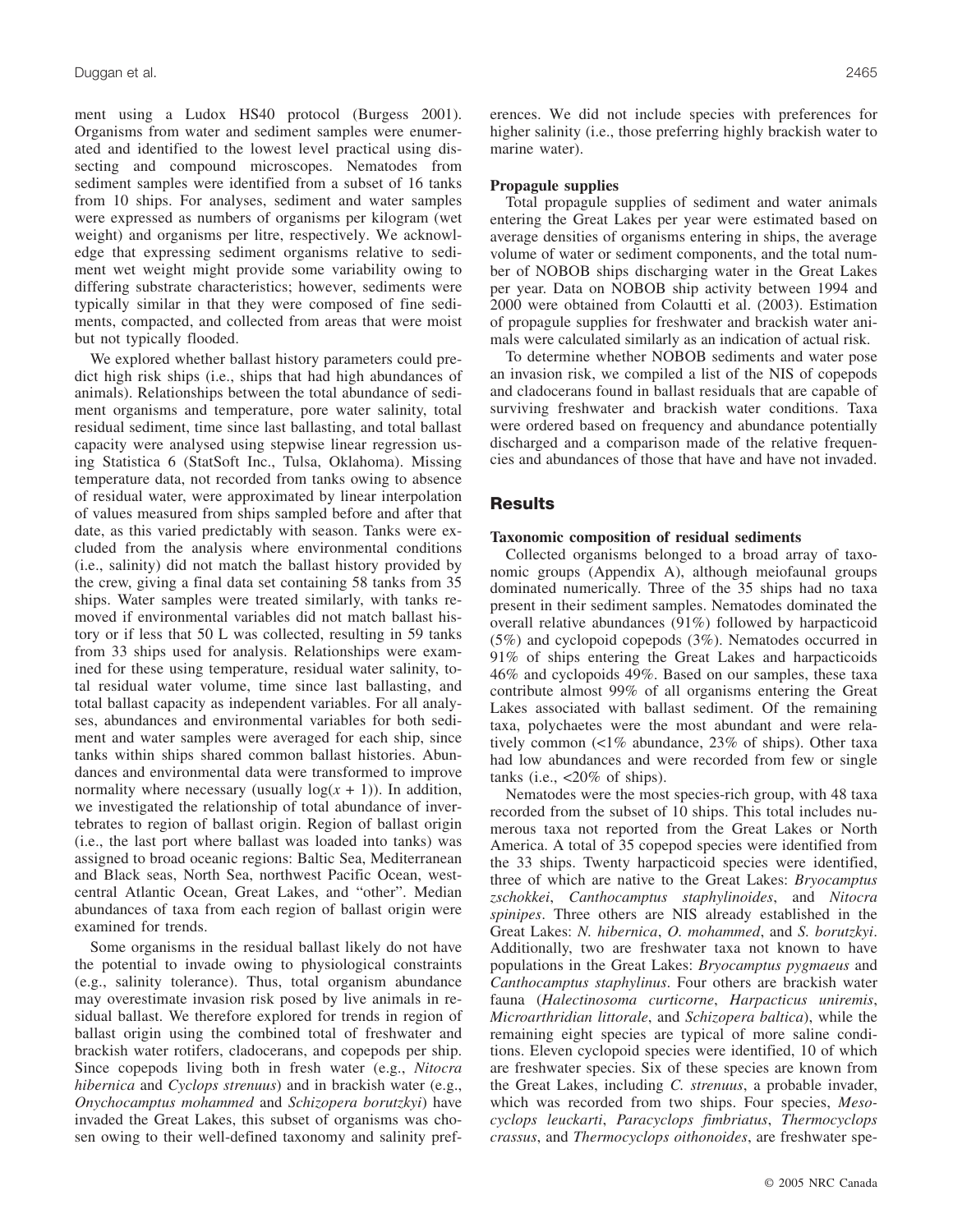ment using a Ludox HS40 protocol (Burgess 2001). Organisms from water and sediment samples were enumerated and identified to the lowest level practical using dissecting and compound microscopes. Nematodes from sediment samples were identified from a subset of 16 tanks from 10 ships. For analyses, sediment and water samples were expressed as numbers of organisms per kilogram (wet weight) and organisms per litre, respectively. We acknowledge that expressing sediment organisms relative to sediment wet weight might provide some variability owing to differing substrate characteristics; however, sediments were typically similar in that they were composed of fine sediments, compacted, and collected from areas that were moist but not typically flooded.

We explored whether ballast history parameters could predict high risk ships (i.e., ships that had high abundances of animals). Relationships between the total abundance of sediment organisms and temperature, pore water salinity, total residual sediment, time since last ballasting, and total ballast capacity were analysed using stepwise linear regression using Statistica 6 (StatSoft Inc., Tulsa, Oklahoma). Missing temperature data, not recorded from tanks owing to absence of residual water, were approximated by linear interpolation of values measured from ships sampled before and after that date, as this varied predictably with season. Tanks were excluded from the analysis where environmental conditions (i.e., salinity) did not match the ballast history provided by the crew, giving a final data set containing 58 tanks from 35 ships. Water samples were treated similarly, with tanks removed if environmental variables did not match ballast history or if less that 50 L was collected, resulting in 59 tanks from 33 ships used for analysis. Relationships were examined for these using temperature, residual water salinity, total residual water volume, time since last ballasting, and total ballast capacity as independent variables. For all analyses, abundances and environmental variables for both sediment and water samples were averaged for each ship, since tanks within ships shared common ballast histories. Abundances and environmental data were transformed to improve normality where necessary (usually $\log(x + 1)$). In addition, we investigated the relationship of total abundance of invertebrates to region of ballast origin. Region of ballast origin (i.e., the last port where ballast was loaded into tanks) was assigned to broad oceanic regions: Baltic Sea, Mediterranean and Black seas, North Sea, northwest Pacific Ocean, west-central Atlantic Ocean, Great Lakes, and "other". Median abundances of taxa from each region of ballast origin were examined for trends.

Some organisms in the residual ballast likely do not have the potential to invade owing to physiological constraints (e.g., salinity tolerance). Thus, total organism abundance may overestimate invasion risk posed by live animals in residual ballast. We therefore explored for trends in region of ballast origin using the combined total of freshwater and brackish water rotifers, cladocerans, and copepods per ship. Since copepods living both in fresh water (e.g., *Nitocra hibernica* and *Cyclops strenuus*) and in brackish water (e.g., *Onychocamptus mohammed* and *Schizopera borutzkyi*) have invaded the Great Lakes, this subset of organisms was chosen owing to their well-defined taxonomy and salinity preferences. We did not include species with preferences for higher salinity (i.e., those preferring highly brackish water to marine water).

### Propagule supplies

Total propagule supplies of sediment and water animals entering the Great Lakes per year were estimated based on average densities of organisms entering in ships, the average volume of water or sediment components, and the total number of NOBOB ships discharging water in the Great Lakes per year. Data on NOBOB ship activity between 1994 and 2000 were obtained from Colautti et al. (2003). Estimation of propagule supplies for freshwater and brackish water animals were calculated similarly as an indication of actual risk.

To determine whether NOBOB sediments and water pose an invasion risk, we compiled a list of the NIS of copepods and cladocerans found in ballast residuals that are capable of surviving freshwater and brackish water conditions. Taxa were ordered based on frequency and abundance potentially discharged and a comparison made of the relative frequencies and abundances of those that have and have not invaded.

## Results

### Taxonomic composition of residual sediments

Collected organisms belonged to a broad array of taxonomic groups (Appendix A), although meiofaunal groups dominated numerically. Three of the 35 ships had no taxa present in their sediment samples. Nematodes dominated the overall relative abundances (91%) followed by harpacticoid (5%) and cyclopoid copepods (3%). Nematodes occurred in 91% of ships entering the Great Lakes and harpacticoids 46% and cyclopoids 49%. Based on our samples, these taxa contribute almost 99% of all organisms entering the Great Lakes associated with ballast sediment. Of the remaining taxa, polychaetes were the most abundant and were relatively common (<1% abundance, 23% of ships). Other taxa had low abundances and were recorded from few or single tanks (i.e., <20% of ships).

Nematodes were the most species-rich group, with 48 taxa recorded from the subset of 10 ships. This total includes numerous taxa not reported from the Great Lakes or North America. A total of 35 copepod species were identified from the 33 ships. Twenty harpacticoid species were identified, three of which are native to the Great Lakes: *Bryocamptus zschokkei*, *Canthocamptus staphylinoides*, and *Nitocra spinipes*. Three others are NIS already established in the Great Lakes: *N. hibernica*, *O. mohammed*, and *S. borutzkyi*. Additionally, two are freshwater taxa not known to have populations in the Great Lakes: *Bryocamptus pygmaeus* and *Canthocamptus staphylinus*. Four others are brackish water fauna (*Halectinosoma curticorne*, *Harpacticus uniremis*, *Microarthridian littorale*, and *Schizopera baltica*), while the remaining eight species are typical of more saline conditions. Eleven cyclopoid species were identified, 10 of which are freshwater species. Six of these species are known from the Great Lakes, including *C. strenuus*, a probable invader, which was recorded from two ships. Four species, *Mesocyclops leuckarti*, *Paracyclops fimbriatus*, *Thermocyclops crassus*, and *Thermocyclops oithonoides*, are freshwater spe-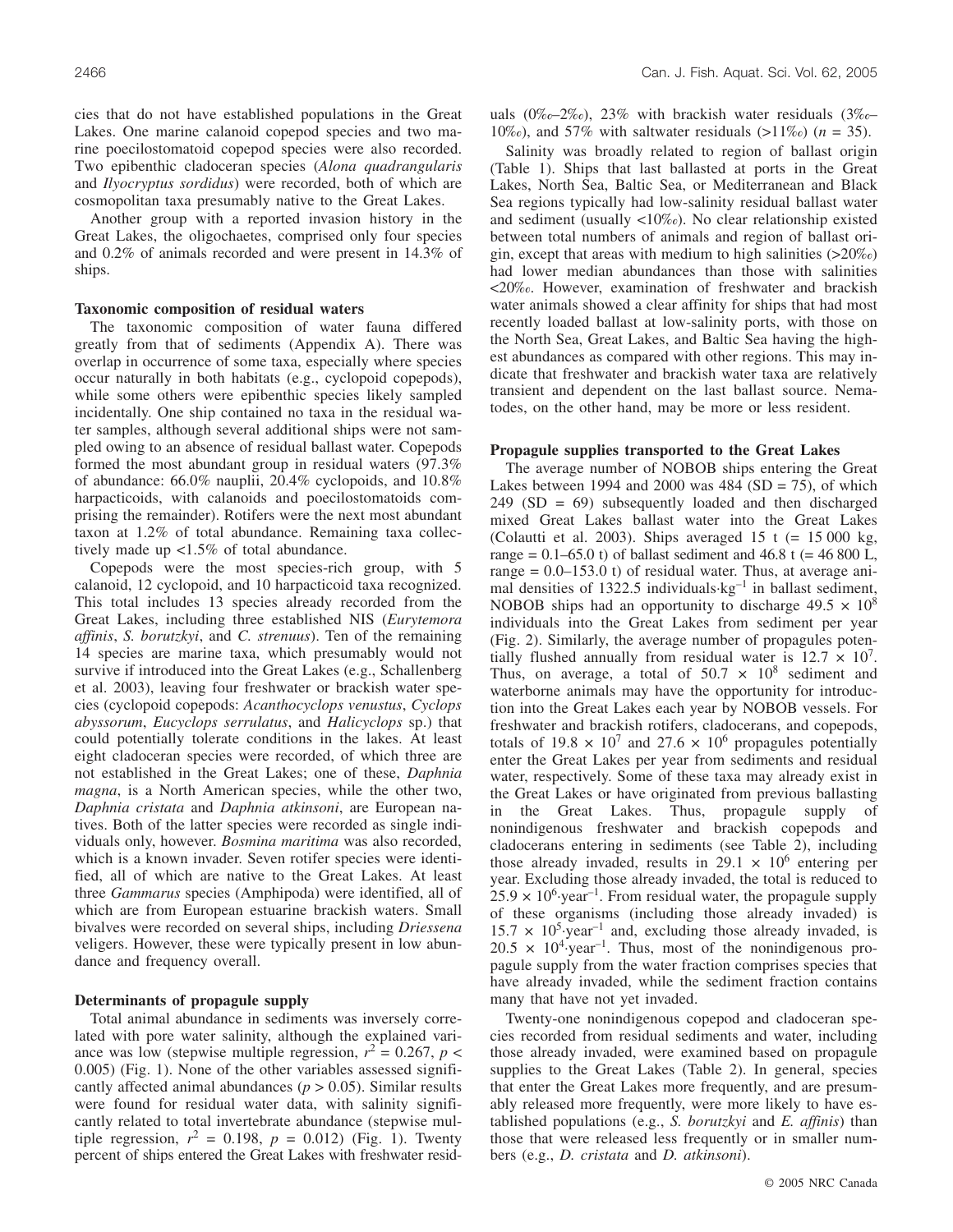cies that do not have established populations in the Great Lakes. One marine calanoid copepod species and two marine poecilostomatoid copepod species were also recorded. Two epibenthic cladoceran species (*Alona quadrangularis* and *Ilyocryptus sordidus*) were recorded, both of which are cosmopolitan taxa presumably native to the Great Lakes.

Another group with a reported invasion history in the Great Lakes, the oligochaetes, comprised only four species and 0.2% of animals recorded and were present in 14.3% of ships.

### Taxonomic composition of residual waters

The taxonomic composition of water fauna differed greatly from that of sediments (Appendix A). There was overlap in occurrence of some taxa, especially where species occur naturally in both habitats (e.g., cyclopoid copepods), while some others were epibenthic species likely sampled incidentally. One ship contained no taxa in the residual water samples, although several additional ships were not sampled owing to an absence of residual ballast water. Copepods formed the most abundant group in residual waters (97.3% of abundance: 66.0% nauplii, 20.4% cyclopoids, and 10.8% harpacticoids, with calanoids and poecilostomatoids comprising the remainder). Rotifers were the next most abundant taxon at 1.2% of total abundance. Remaining taxa collectively made up <1.5% of total abundance.

Copepods were the most species-rich group, with 5 calanoid, 12 cyclopoid, and 10 harpacticoid taxa recognized. This total includes 13 species already recorded from the Great Lakes, including three established NIS (*Eurytemora affinis*, *S. borutzkyi*, and *C. strenuus*). Ten of the remaining 14 species are marine taxa, which presumably would not survive if introduced into the Great Lakes (e.g., Schallenberg et al. 2003), leaving four freshwater or brackish water species (cyclopoid copepods: *Acanthocyclops venustus*, *Cyclops abyssorum*, *Eucyclops serrulatus*, and *Halicyclops* sp.) that could potentially tolerate conditions in the lakes. At least eight cladoceran species were recorded, of which three are not established in the Great Lakes; one of these, *Daphnia magna*, is a North American species, while the other two, *Daphnia cristata* and *Daphnia atkinsoni*, are European natives. Both of the latter species were recorded as single individuals only, however. *Bosmina maritima* was also recorded, which is a known invader. Seven rotifer species were identified, all of which are native to the Great Lakes. At least three *Gammarus* species (Amphipoda) were identified, all of which are from European estuarine brackish waters. Small bivalves were recorded on several ships, including *Driessena* veligers. However, these were typically present in low abundance and frequency overall.

### Determinants of propagule supply

Total animal abundance in sediments was inversely correlated with pore water salinity, although the explained variance was low (stepwise multiple regression, $r^2 = 0.267$, $p < 0.005$) (Fig. 1). None of the other variables assessed significantly affected animal abundances ($p > 0.05$). Similar results were found for residual water data, with salinity significantly related to total invertebrate abundance (stepwise multiple regression, $r^2 = 0.198$, $p = 0.012$) (Fig. 1). Twenty percent of ships entered the Great Lakes with freshwater residuals (0‰–2‰), 23% with brackish water residuals (3‰–10‰), and 57% with saltwater residuals (>11‰) ($n = 35$).

Salinity was broadly related to region of ballast origin (Table 1). Ships that last ballasted at ports in the Great Lakes, North Sea, Baltic Sea, or Mediterranean and Black Sea regions typically had low-salinity residual ballast water and sediment (usually <10‰). No clear relationship existed between total numbers of animals and region of ballast origin, except that areas with medium to high salinities (>20‰) had lower median abundances than those with salinities <20‰. However, examination of freshwater and brackish water animals showed a clear affinity for ships that had most recently loaded ballast at low-salinity ports, with those on the North Sea, Great Lakes, and Baltic Sea having the highest abundances as compared with other regions. This may indicate that freshwater and brackish water taxa are relatively transient and dependent on the last ballast source. Nematodes, on the other hand, may be more or less resident.

### Propagule supplies transported to the Great Lakes

The average number of NOBOB ships entering the Great Lakes between 1994 and 2000 was 484 (SD = 75), of which 249 (SD = 69) subsequently loaded and then discharged mixed Great Lakes ballast water into the Great Lakes (Colautti et al. 2003). Ships averaged 15 t (= 15 000 kg, range = 0.1–65.0 t) of ballast sediment and 46.8 t (= 46 800 L, range = 0.0–153.0 t) of residual water. Thus, at average animal densities of 1322.5 individuals·kg$^{-1}$ in ballast sediment, NOBOB ships had an opportunity to discharge $49.5 \times 10^8$ individuals into the Great Lakes from sediment per year (Fig. 2). Similarly, the average number of propagules potentially flushed annually from residual water is $12.7 \times 10^7$. Thus, on average, a total of $50.7 \times 10^8$ sediment and waterborne animals may have the opportunity for introduction into the Great Lakes each year by NOBOB vessels. For freshwater and brackish rotifers, cladocerans, and copepods, totals of $19.8 \times 10^7$ and $27.6 \times 10^6$ propagules potentially enter the Great Lakes per year from sediments and residual water, respectively. Some of these taxa may already exist in the Great Lakes or have originated from previous ballasting in the Great Lakes. Thus, propagule supply of nonindigenous freshwater and brackish copepods and cladocerans entering in sediments (see Table 2), including those already invaded, results in $29.1 \times 10^6$ entering per year. Excluding those already invaded, the total is reduced to $25.9 \times 10^6$·year$^{-1}$. From residual water, the propagule supply of these organisms (including those already invaded) is $15.7 \times 10^5$·year$^{-1}$ and, excluding those already invaded, is $20.5 \times 10^4$·year$^{-1}$. Thus, most of the nonindigenous propagule supply from the water fraction comprises species that have already invaded, while the sediment fraction contains many that have not yet invaded.

Twenty-one nonindigenous copepod and cladoceran species recorded from residual sediments and water, including those already invaded, were examined based on propagule supplies to the Great Lakes (Table 2). In general, species that enter the Great Lakes more frequently, and are presumably released more frequently, were more likely to have established populations (e.g., *S. borutzkyi* and *E. affinis*) than those that were released less frequently or in smaller numbers (e.g., *D. cristata* and *D. atkinsoni*).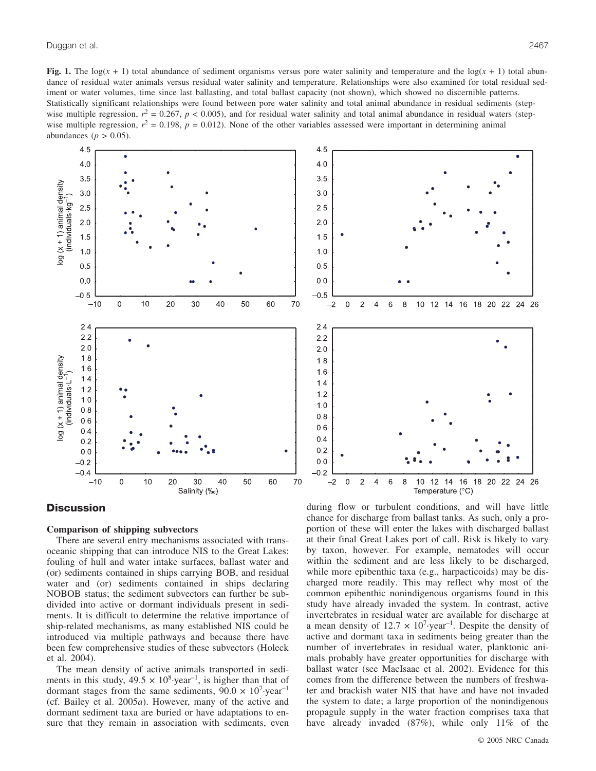**Fig. 1.** The log($x$ + 1) total abundance of sediment organisms versus pore water salinity and temperature and the log($x$ + 1) total abundance of residual water animals versus residual water salinity and temperature. Relationships were also examined for total residual sediment or water volumes, time since last ballasting, and total ballast capacity (not shown), which showed no discernible patterns. Statistically significant relationships were found between pore water salinity and total animal abundance in residual sediments (stepwise multiple regression, $r^2 = 0.267$, $p < 0.005$), and for residual water salinity and total animal abundance in residual waters (stepwise multiple regression, $r^2 = 0.198$, $p = 0.012$). None of the other variables assessed were important in determining animal abundances ($p > 0.05$).

log (x + 1) animal density (individuals·kg⁻¹)
4.5
4.0
3.5
3.0
2.5
2.0
1.5
1.0
0.5
0.0
–0.5
–10 0 10 20 30 40 50 60 70
–2 0 2 4 6 8 10 12 14 16 18 20 22 24 26

log (x + 1) animal density (individuals·L⁻¹)
2.4
2.2
2.0
1.8
1.6
1.4
1.2
1.0
0.8
0.6
0.4
0.2
0.0
–0.2
–0.4
–10 0 10 20 30 40 50 60 70
Salinity (‰)
–2 0 2 4 6 8 10 12 14 16 18 20 22 24 26
Temperature (°C)

## Discussion

### Comparison of shipping subvectors

There are several entry mechanisms associated with transoceanic shipping that can introduce NIS to the Great Lakes: fouling of hull and water intake surfaces, ballast water and (or) sediments contained in ships carrying BOB, and residual water and (or) sediments contained in ships declaring NOBOB status; the sediment subvectors can further be subdivided into active or dormant individuals present in sediments. It is difficult to determine the relative importance of ship-related mechanisms, as many established NIS could be introduced via multiple pathways and because there have been few comprehensive studies of these subvectors (Holeck et al. 2004).

The mean density of active animals transported in sediments in this study, $49.5 \times 10^8 \cdot \text{year}^{-1}$, is higher than that of dormant stages from the same sediments, $90.0 \times 10^7 \cdot \text{year}^{-1}$ (cf. Bailey et al. 2005*a*). However, many of the active and dormant sediment taxa are buried or have adaptations to ensure that they remain in association with sediments, even during flow or turbulent conditions, and will have little chance for discharge from ballast tanks. As such, only a proportion of these will enter the lakes with discharged ballast at their final Great Lakes port of call. Risk is likely to vary by taxon, however. For example, nematodes will occur within the sediment and are less likely to be discharged, while more epibenthic taxa (e.g., harpacticoids) may be discharged more readily. This may reflect why most of the common epibenthic nonindigenous organisms found in this study have already invaded the system. In contrast, active invertebrates in residual water are available for discharge at a mean density of $12.7 \times 10^7 \cdot \text{year}^{-1}$. Despite the density of active and dormant taxa in sediments being greater than the number of invertebrates in residual water, planktonic animals probably have greater opportunities for discharge with ballast water (see MacIsaac et al. 2002). Evidence for this comes from the difference between the numbers of freshwater and brackish water NIS that have and have not invaded the system to date; a large proportion of the nonindigenous propagule supply in the water fraction comprises taxa that have already invaded (87%), while only 11% of the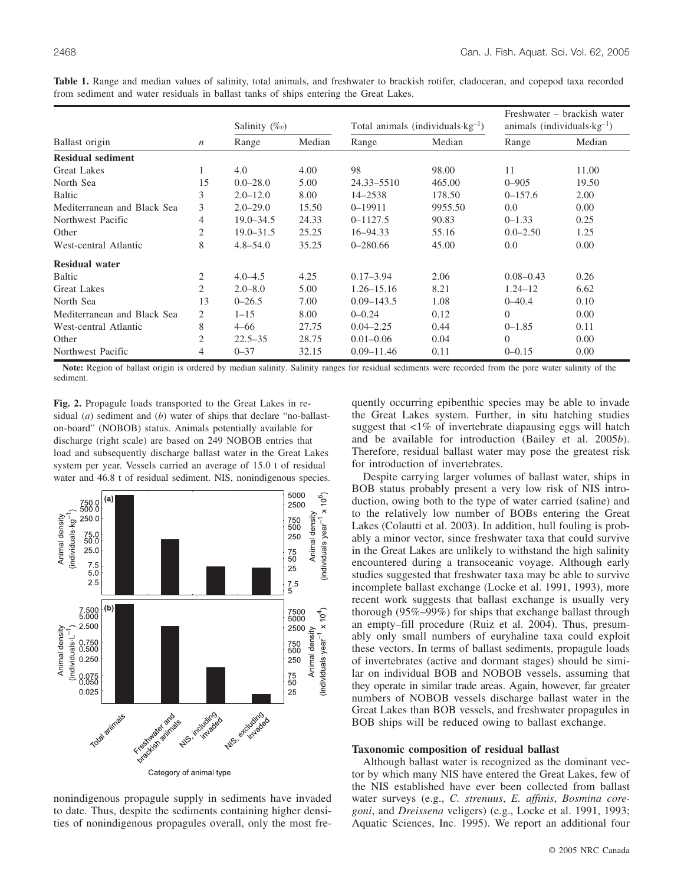**Table 1.** Range and median values of salinity, total animals, and freshwater to brackish rotifer, cladoceran, and copepod taxa recorded from sediment and water residuals in ballast tanks of ships entering the Great Lakes.

| Ballast origin | $n$ | Salinity (‰) | | Total animals (individuals·kg$^{-1}$) | | Freshwater – brackish water animals (individuals·kg$^{-1}$) | |
|---|---|---|---|---|---|---|---|
| | | Range | Median | Range | Median | Range | Median |
| **Residual sediment** | | | | | | | |
| Great Lakes | 1 | 4.0 | 4.00 | 98 | 98.00 | 11 | 11.00 |
| North Sea | 15 | 0.0–28.0 | 5.00 | 24.33–5510 | 465.00 | 0–905 | 19.50 |
| Baltic | 3 | 2.0–12.0 | 8.00 | 14–2538 | 178.50 | 0–157.6 | 2.00 |
| Mediterranean and Black Sea | 3 | 2.0–29.0 | 15.50 | 0–19911 | 9955.50 | 0.0 | 0.00 |
| Northwest Pacific | 4 | 19.0–34.5 | 24.33 | 0–1127.5 | 90.83 | 0–1.33 | 0.25 |
| Other | 2 | 19.0–31.5 | 25.25 | 16–94.33 | 55.16 | 0.0–2.50 | 1.25 |
| West-central Atlantic | 8 | 4.8–54.0 | 35.25 | 0–280.66 | 45.00 | 0.0 | 0.00 |
| **Residual water** | | | | | | | |
| Baltic | 2 | 4.0–4.5 | 4.25 | 0.17–3.94 | 2.06 | 0.08–0.43 | 0.26 |
| Great Lakes | 2 | 2.0–8.0 | 5.00 | 1.26–15.16 | 8.21 | 1.24–12 | 6.62 |
| North Sea | 13 | 0–26.5 | 7.00 | 0.09–143.5 | 1.08 | 0–40.4 | 0.10 |
| Mediterranean and Black Sea | 2 | 1–15 | 8.00 | 0–0.24 | 0.12 | 0 | 0.00 |
| West-central Atlantic | 8 | 4–66 | 27.75 | 0.04–2.25 | 0.44 | 0–1.85 | 0.11 |
| Other | 2 | 22.5–35 | 28.75 | 0.01–0.06 | 0.04 | 0 | 0.00 |
| Northwest Pacific | 4 | 0–37 | 32.15 | 0.09–11.46 | 0.11 | 0–0.15 | 0.00 |

**Note:** Region of ballast origin is ordered by median salinity. Salinity ranges for residual sediments were recorded from the pore water salinity of the sediment.

**Fig. 2.** Propagule loads transported to the Great Lakes in residual (*a*) sediment and (*b*) water of ships that declare "no-ballast-on-board" (NOBOB) status. Animals potentially available for discharge (right scale) are based on 249 NOBOB entries that load and subsequently discharge ballast water in the Great Lakes system per year. Vessels carried an average of 15.0 t of residual water and 46.8 t of residual sediment. NIS, nonindigenous species.

(a)
Animal density (individuals·kg$^{-1}$)
750.0
500.0
250.0
75.0
50.0
25.0
7.5
5.0
2.5
Animal density (individuals·year$^{-1}$ × 10$^{6}$)
5000
2500
750
500
250
75
50
25
7.5
5

(b)
Animal density (individuals·L$^{-1}$)
7.500
5.000
2.500
0.750
0.500
0.250
0.075
0.050
0.025
Animal density (individuals·year$^{-1}$ × 10$^{4}$)
7500
5000
2500
750
500
250
75
50
25

Total animals
Freshwater and brackish animals
NIS, including invaded
NIS, excluding invaded
Category of animal type

nonindigenous propagule supply in sediments have invaded to date. Thus, despite the sediments containing higher densities of nonindigenous propagules overall, only the most frequently occurring epibenthic species may be able to invade the Great Lakes system. Further, in situ hatching studies suggest that <1% of invertebrate diapausing eggs will hatch and be available for introduction (Bailey et al. 2005*b*). Therefore, residual ballast water may pose the greatest risk for introduction of invertebrates.

Despite carrying larger volumes of ballast water, ships in BOB status probably present a very low risk of NIS introduction, owing both to the type of water carried (saline) and to the relatively low number of BOBs entering the Great Lakes (Colautti et al. 2003). In addition, hull fouling is probably a minor vector, since freshwater taxa that could survive in the Great Lakes are unlikely to withstand the high salinity encountered during a transoceanic voyage. Although early studies suggested that freshwater taxa may be able to survive incomplete ballast exchange (Locke et al. 1991, 1993), more recent work suggests that ballast exchange is usually very thorough (95%–99%) for ships that exchange ballast through an empty–fill procedure (Ruiz et al. 2004). Thus, presumably only small numbers of euryhaline taxa could exploit these vectors. In terms of ballast sediments, propagule loads of invertebrates (active and dormant stages) should be similar on individual BOB and NOBOB vessels, assuming that they operate in similar trade areas. Again, however, far greater numbers of NOBOB vessels discharge ballast water in the Great Lakes than BOB vessels, and freshwater propagules in BOB ships will be reduced owing to ballast exchange.

### Taxonomic composition of residual ballast

Although ballast water is recognized as the dominant vector by which many NIS have entered the Great Lakes, few of the NIS established have ever been collected from ballast water surveys (e.g., *C. strenuus*, *E. affinis*, *Bosmina coregoni*, and *Dreissena* veligers) (e.g., Locke et al. 1991, 1993; Aquatic Sciences, Inc. 1995). We report an additional four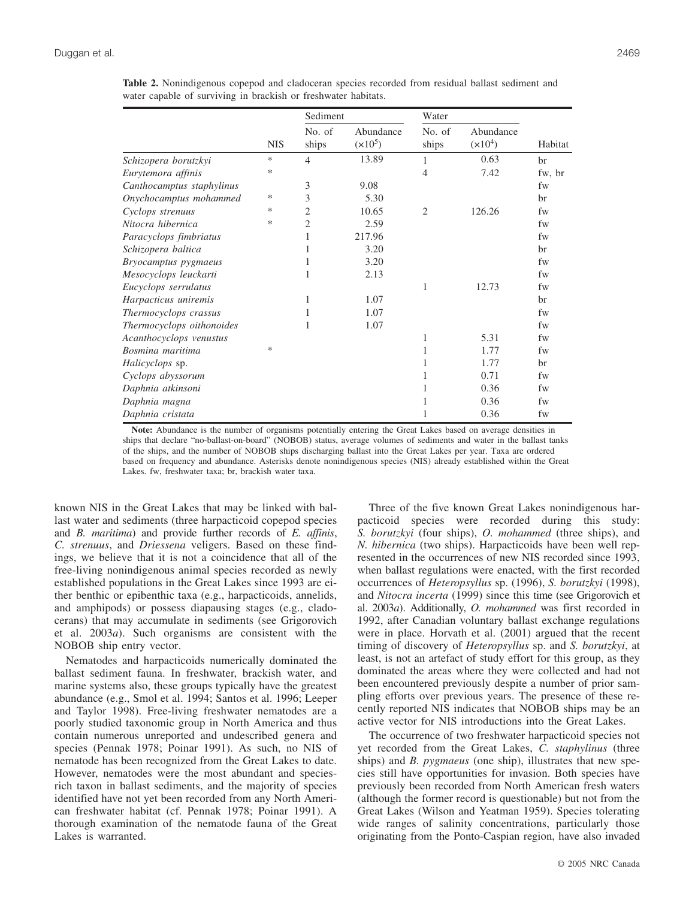**Table 2.** Nonindigenous copepod and cladoceran species recorded from residual ballast sediment and water capable of surviving in brackish or freshwater habitats.

| | | Sediment | | Water | | |
|---|---|---|---|---|---|---|
| | NIS | No. of ships | Abundance ($\times10^5$) | No. of ships | Abundance ($\times10^4$) | Habitat |
| *Schizopera borutzkyi* | * | 4 | 13.89 | 1 | 0.63 | br |
| *Eurytemora affinis* | * | | | 4 | 7.42 | fw, br |
| *Canthocamptus staphylinus* | | 3 | 9.08 | | | fw |
| *Onychocamptus mohammed* | * | 3 | 5.30 | | | br |
| *Cyclops strenuus* | * | 2 | 10.65 | 2 | 126.26 | fw |
| *Nitocra hibernica* | * | 2 | 2.59 | | | fw |
| *Paracyclops fimbriatus* | | 1 | 217.96 | | | fw |
| *Schizopera baltica* | | 1 | 3.20 | | | br |
| *Bryocamptus pygmaeus* | | 1 | 3.20 | | | fw |
| *Mesocyclops leuckarti* | | 1 | 2.13 | | | fw |
| *Eucyclops serrulatus* | | | | 1 | 12.73 | fw |
| *Harpacticus uniremis* | | 1 | 1.07 | | | br |
| *Thermocyclops crassus* | | 1 | 1.07 | | | fw |
| *Thermocyclops oithonoides* | | 1 | 1.07 | | | fw |
| *Acanthocyclops venustus* | | | | 1 | 5.31 | fw |
| *Bosmina maritima* | * | | | 1 | 1.77 | fw |
| *Halicyclops* sp. | | | | 1 | 1.77 | br |
| *Cyclops abyssorum* | | | | 1 | 0.71 | fw |
| *Daphnia atkinsoni* | | | | 1 | 0.36 | fw |
| *Daphnia magna* | | | | 1 | 0.36 | fw |
| *Daphnia cristata* | | | | 1 | 0.36 | fw |

**Note:** Abundance is the number of organisms potentially entering the Great Lakes based on average densities in ships that declare "no-ballast-on-board" (NOBOB) status, average volumes of sediments and water in the ballast tanks of the ships, and the number of NOBOB ships discharging ballast into the Great Lakes per year. Taxa are ordered based on frequency and abundance. Asterisks denote nonindigenous species (NIS) already established within the Great Lakes. fw, freshwater taxa; br, brackish water taxa.

known NIS in the Great Lakes that may be linked with ballast water and sediments (three harpacticoid copepod species and *B. maritima*) and provide further records of *E. affinis*, *C. strenuus*, and *Driessena* veligers. Based on these findings, we believe that it is not a coincidence that all of the free-living nonindigenous animal species recorded as newly established populations in the Great Lakes since 1993 are either benthic or epibenthic taxa (e.g., harpacticoids, annelids, and amphipods) or possess diapausing stages (e.g., cladocerans) that may accumulate in sediments (see Grigorovich et al. 2003*a*). Such organisms are consistent with the NOBOB ship entry vector.

Nematodes and harpacticoids numerically dominated the ballast sediment fauna. In freshwater, brackish water, and marine systems also, these groups typically have the greatest abundance (e.g., Smol et al. 1994; Santos et al. 1996; Leeper and Taylor 1998). Free-living freshwater nematodes are a poorly studied taxonomic group in North America and thus contain numerous unreported and undescribed genera and species (Pennak 1978; Poinar 1991). As such, no NIS of nematode has been recognized from the Great Lakes to date. However, nematodes were the most abundant and species-rich taxon in ballast sediments, and the majority of species identified have not yet been recorded from any North American freshwater habitat (cf. Pennak 1978; Poinar 1991). A thorough examination of the nematode fauna of the Great Lakes is warranted.

Three of the five known Great Lakes nonindigenous harpacticoid species were recorded during this study: *S. borutzkyi* (four ships), *O. mohammed* (three ships), and *N. hibernica* (two ships). Harpacticoids have been well represented in the occurrences of new NIS recorded since 1993, when ballast regulations were enacted, with the first recorded occurrences of *Heteropsyllus* sp. (1996), *S. borutzkyi* (1998), and *Nitocra incerta* (1999) since this time (see Grigorovich et al. 2003*a*). Additionally, *O. mohammed* was first recorded in 1992, after Canadian voluntary ballast exchange regulations were in place. Horvath et al. (2001) argued that the recent timing of discovery of *Heteropsyllus* sp. and *S. borutzkyi*, at least, is not an artefact of study effort for this group, as they dominated the areas where they were collected and had not been encountered previously despite a number of prior sampling efforts over previous years. The presence of these recently reported NIS indicates that NOBOB ships may be an active vector for NIS introductions into the Great Lakes.

The occurrence of two freshwater harpacticoid species not yet recorded from the Great Lakes, *C. staphylinus* (three ships) and *B. pygmaeus* (one ship), illustrates that new species still have opportunities for invasion. Both species have previously been recorded from North American fresh waters (although the former record is questionable) but not from the Great Lakes (Wilson and Yeatman 1959). Species tolerating wide ranges of salinity concentrations, particularly those originating from the Ponto-Caspian region, have also invaded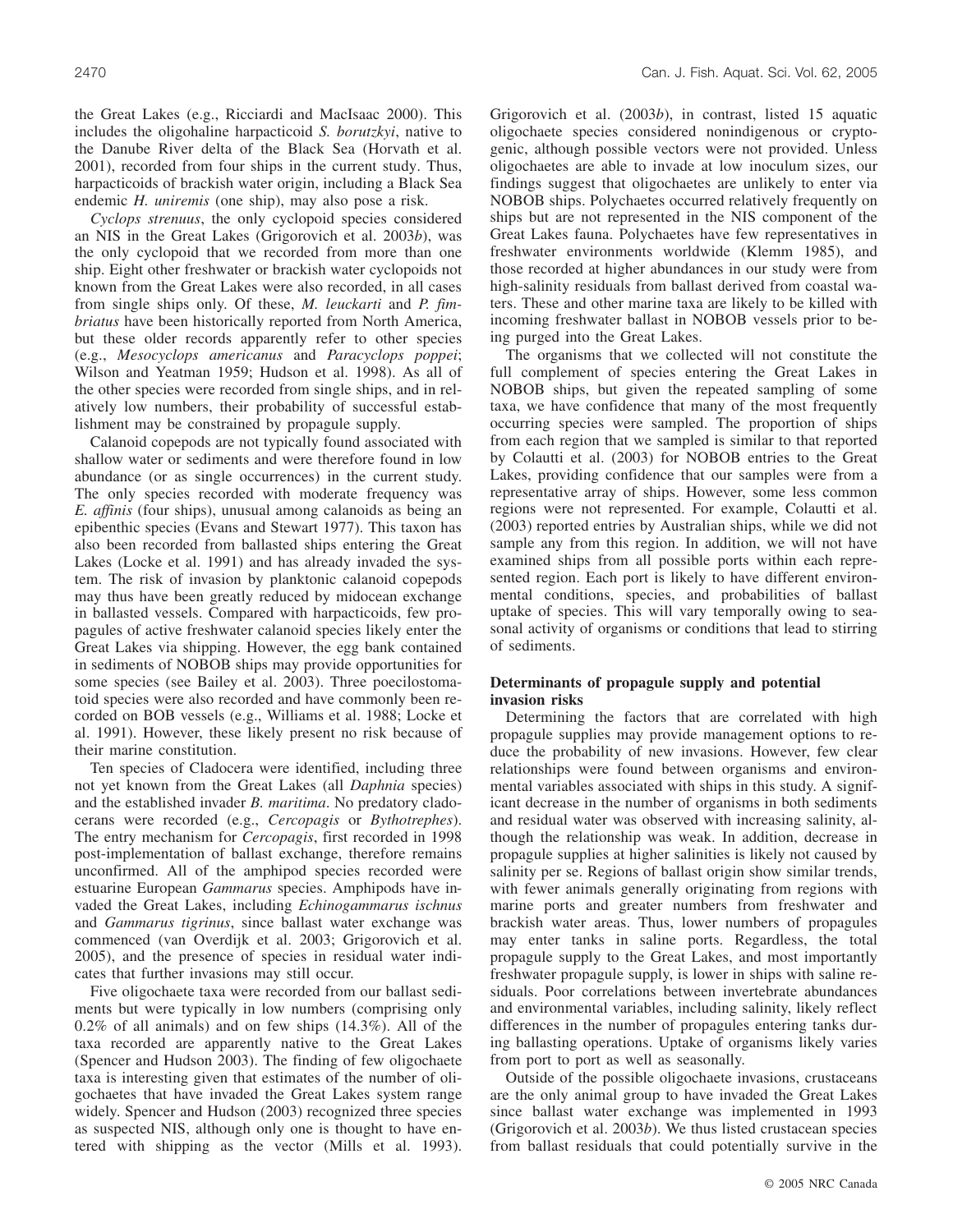the Great Lakes (e.g., Ricciardi and MacIsaac 2000). This includes the oligohaline harpacticoid *S. borutzkyi*, native to the Danube River delta of the Black Sea (Horvath et al. 2001), recorded from four ships in the current study. Thus, harpacticoids of brackish water origin, including a Black Sea endemic *H. uniremis* (one ship), may also pose a risk.

*Cyclops strenuus*, the only cyclopoid species considered an NIS in the Great Lakes (Grigorovich et al. 2003*b*), was the only cyclopoid that we recorded from more than one ship. Eight other freshwater or brackish water cyclopoids not known from the Great Lakes were also recorded, in all cases from single ships only. Of these, *M. leuckarti* and *P. fimbriatus* have been historically reported from North America, but these older records apparently refer to other species (e.g., *Mesocyclops americanus* and *Paracyclops poppei*; Wilson and Yeatman 1959; Hudson et al. 1998). As all of the other species were recorded from single ships, and in relatively low numbers, their probability of successful establishment may be constrained by propagule supply.

Calanoid copepods are not typically found associated with shallow water or sediments and were therefore found in low abundance (or as single occurrences) in the current study. The only species recorded with moderate frequency was *E. affinis* (four ships), unusual among calanoids as being an epibenthic species (Evans and Stewart 1977). This taxon has also been recorded from ballasted ships entering the Great Lakes (Locke et al. 1991) and has already invaded the system. The risk of invasion by planktonic calanoid copepods may thus have been greatly reduced by midocean exchange in ballasted vessels. Compared with harpacticoids, few propagules of active freshwater calanoid species likely enter the Great Lakes via shipping. However, the egg bank contained in sediments of NOBOB ships may provide opportunities for some species (see Bailey et al. 2003). Three poecilostomatoid species were also recorded and have commonly been recorded on BOB vessels (e.g., Williams et al. 1988; Locke et al. 1991). However, these likely present no risk because of their marine constitution.

Ten species of Cladocera were identified, including three not yet known from the Great Lakes (all *Daphnia* species) and the established invader *B. maritima*. No predatory cladocerans were recorded (e.g., *Cercopagis* or *Bythotrephes*). The entry mechanism for *Cercopagis*, first recorded in 1998 post-implementation of ballast exchange, therefore remains unconfirmed. All of the amphipod species recorded were estuarine European *Gammarus* species. Amphipods have invaded the Great Lakes, including *Echinogammarus ischnus* and *Gammarus tigrinus*, since ballast water exchange was commenced (van Overdijk et al. 2003; Grigorovich et al. 2005), and the presence of species in residual water indicates that further invasions may still occur.

Five oligochaete taxa were recorded from our ballast sediments but were typically in low numbers (comprising only 0.2% of all animals) and on few ships (14.3%). All of the taxa recorded are apparently native to the Great Lakes (Spencer and Hudson 2003). The finding of few oligochaete taxa is interesting given that estimates of the number of oligochaetes that have invaded the Great Lakes system range widely. Spencer and Hudson (2003) recognized three species as suspected NIS, although only one is thought to have entered with shipping as the vector (Mills et al. 1993). Grigorovich et al. (2003*b*), in contrast, listed 15 aquatic oligochaete species considered nonindigenous or cryptogenic, although possible vectors were not provided. Unless oligochaetes are able to invade at low inoculum sizes, our findings suggest that oligochaetes are unlikely to enter via NOBOB ships. Polychaetes occurred relatively frequently on ships but are not represented in the NIS component of the Great Lakes fauna. Polychaetes have few representatives in freshwater environments worldwide (Klemm 1985), and those recorded at higher abundances in our study were from high-salinity residuals from ballast derived from coastal waters. These and other marine taxa are likely to be killed with incoming freshwater ballast in NOBOB vessels prior to being purged into the Great Lakes.

The organisms that we collected will not constitute the full complement of species entering the Great Lakes in NOBOB ships, but given the repeated sampling of some taxa, we have confidence that many of the most frequently occurring species were sampled. The proportion of ships from each region that we sampled is similar to that reported by Colautti et al. (2003) for NOBOB entries to the Great Lakes, providing confidence that our samples were from a representative array of ships. However, some less common regions were not represented. For example, Colautti et al. (2003) reported entries by Australian ships, while we did not sample any from this region. In addition, we will not have examined ships from all possible ports within each represented region. Each port is likely to have different environmental conditions, species, and probabilities of ballast uptake of species. This will vary temporally owing to seasonal activity of organisms or conditions that lead to stirring of sediments.

### Determinants of propagule supply and potential invasion risks

Determining the factors that are correlated with high propagule supplies may provide management options to reduce the probability of new invasions. However, few clear relationships were found between organisms and environmental variables associated with ships in this study. A significant decrease in the number of organisms in both sediments and residual water was observed with increasing salinity, although the relationship was weak. In addition, decrease in propagule supplies at higher salinities is likely not caused by salinity per se. Regions of ballast origin show similar trends, with fewer animals generally originating from regions with marine ports and greater numbers from freshwater and brackish water areas. Thus, lower numbers of propagules may enter tanks in saline ports. Regardless, the total propagule supply to the Great Lakes, and most importantly freshwater propagule supply, is lower in ships with saline residuals. Poor correlations between invertebrate abundances and environmental variables, likely reflect differences in the number of propagules entering tanks during ballasting operations. Uptake of organisms likely varies from port to port as well as seasonally.

Outside of the possible oligochaete invasions, crustaceans are the only animal group to have invaded the Great Lakes since ballast water exchange was implemented in 1993 (Grigorovich et al. 2003*b*). We thus listed crustacean species from ballast residuals that could potentially survive in the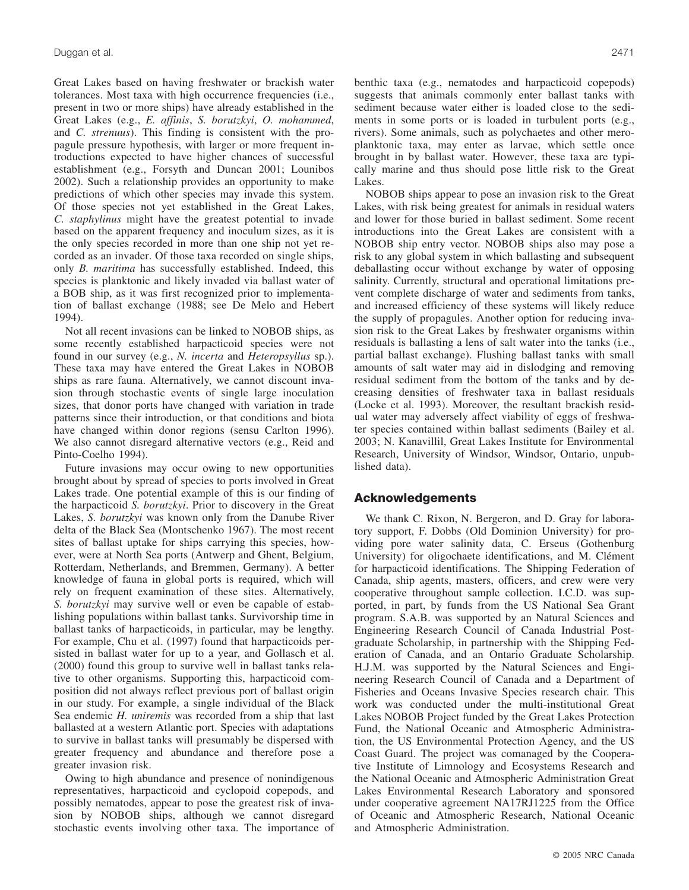Great Lakes based on having freshwater or brackish water tolerances. Most taxa with high occurrence frequencies (i.e., present in two or more ships) have already established in the Great Lakes (e.g., *E. affinis*, *S. borutzkyi*, *O. mohammed*, and *C. strenuus*). This finding is consistent with the propagule pressure hypothesis, with larger or more frequent introductions expected to have higher chances of successful establishment (e.g., Forsyth and Duncan 2001; Lounibos 2002). Such a relationship provides an opportunity to make predictions of which other species may invade this system. Of those species not yet established in the Great Lakes, *C. staphylinus* might have the greatest potential to invade based on the apparent frequency and inoculum sizes, as it is the only species recorded in more than one ship not yet recorded as an invader. Of those taxa recorded on single ships, only *B. maritima* has successfully established. Indeed, this species is planktonic and likely invaded via ballast water of a BOB ship, as it was first recognized prior to implementation of ballast exchange (1988; see De Melo and Hebert 1994).

Not all recent invasions can be linked to NOBOB ships, as some recently established harpacticoid species were not found in our survey (e.g., *N. incerta* and *Heteropsyllus* sp.). These taxa may have entered the Great Lakes in NOBOB ships as rare fauna. Alternatively, we cannot discount invasion through stochastic events of single large inoculation sizes, that donor ports have changed with variation in trade patterns since their introduction, or that conditions and biota have changed within donor regions (sensu Carlton 1996). We also cannot disregard alternative vectors (e.g., Reid and Pinto-Coelho 1994).

Future invasions may occur owing to new opportunities brought about by spread of species to ports involved in Great Lakes trade. One potential example of this is our finding of the harpacticoid *S. borutzkyi*. Prior to discovery in the Great Lakes, *S. borutzkyi* was known only from the Danube River delta of the Black Sea (Montschenko 1967). The most recent sites of ballast uptake for ships carrying this species, however, were at North Sea ports (Antwerp and Ghent, Belgium, Rotterdam, Netherlands, and Bremmen, Germany). A better knowledge of fauna in global ports is required, which will rely on frequent examination of these sites. Alternatively, *S. borutzkyi* may survive well or even be capable of establishing populations within ballast tanks. Survivorship time in ballast tanks of harpacticoids, in particular, may be lengthy. For example, Chu et al. (1997) found that harpacticoids persisted in ballast water for up to a year, and Gollasch et al. (2000) found this group to survive well in ballast tanks relative to other organisms. Supporting this, harpacticoid composition did not always reflect previous port of ballast origin in our study. For example, a single individual of the Black Sea endemic *H. uniremis* was recorded from a ship that last ballasted at a western Atlantic port. Species with adaptations to survive in ballast tanks will presumably be dispersed with greater frequency and abundance and therefore pose a greater invasion risk.

Owing to high abundance and presence of nonindigenous representatives, harpacticoid and cyclopoid copepods, and possibly nematodes, appear to pose the greatest risk of invasion by NOBOB ships, although we cannot disregard stochastic events involving other taxa. The importance of benthic taxa (e.g., nematodes and harpacticoid copepods) suggests that animals commonly enter ballast tanks with sediment because water either is loaded close to the sediments in some ports or is loaded in turbulent ports (e.g., rivers). Some animals, such as polychaetes and other meroplanktonic taxa, may enter as larvae, which settle once brought in by ballast water. However, these taxa are typically marine and thus should pose little risk to the Great Lakes.

NOBOB ships appear to pose an invasion risk to the Great Lakes, with risk being greatest for animals in residual waters and lower for those buried in ballast sediment. Some recent introductions into the Great Lakes are consistent with a NOBOB ship entry vector. NOBOB ships also may pose a risk to any global system in which ballasting and subsequent deballasting occur without exchange by water of opposing salinity. Currently, structural and operational limitations prevent complete discharge of water and sediments from tanks, and increased efficiency of these systems will likely reduce the supply of propagules. Another option for reducing invasion risk to the Great Lakes by freshwater organisms within residuals is ballasting a lens of salt water into the tanks (i.e., partial ballast exchange). Flushing ballast tanks with small amounts of salt water may aid in dislodging and removing residual sediment from the bottom of the tanks and by decreasing densities of freshwater taxa in ballast residuals (Locke et al. 1993). Moreover, the resultant brackish residual water may adversely affect viability of eggs of freshwater species contained within ballast sediments (Bailey et al. 2003; N. Kanavillil, Great Lakes Institute for Environmental Research, University of Windsor, Windsor, Ontario, unpublished data).

## Acknowledgements

We thank C. Rixon, N. Bergeron, and D. Gray for laboratory support, F. Dobbs (Old Dominion University) for providing pore water salinity data, C. Erseus (Gothenburg University) for oligochaete identifications, and M. Clément for harpacticoid identifications. The Shipping Federation of Canada, ship agents, masters, officers, and crew were very cooperative throughout sample collection. I.C.D. was supported, in part, by funds from the US National Sea Grant program. S.A.B. was supported by an Natural Sciences and Engineering Research Council of Canada Industrial Postgraduate Scholarship, in partnership with the Shipping Federation of Canada, and an Ontario Graduate Scholarship. H.J.M. was supported by the Natural Sciences and Engineering Research Council of Canada and a Department of Fisheries and Oceans Invasive Species research chair. This work was conducted under the multi-institutional Great Lakes NOBOB Project funded by the Great Lakes Protection Fund, the National Oceanic and Atmospheric Administration, the US Environmental Protection Agency, and the US Coast Guard. The project was comanaged by the Cooperative Institute of Limnology and Ecosystems Research and the National Oceanic and Atmospheric Administration Great Lakes Environmental Research Laboratory and sponsored under cooperative agreement NA17RJ1225 from the Office of Oceanic and Atmospheric Research, National Oceanic and Atmospheric Administration.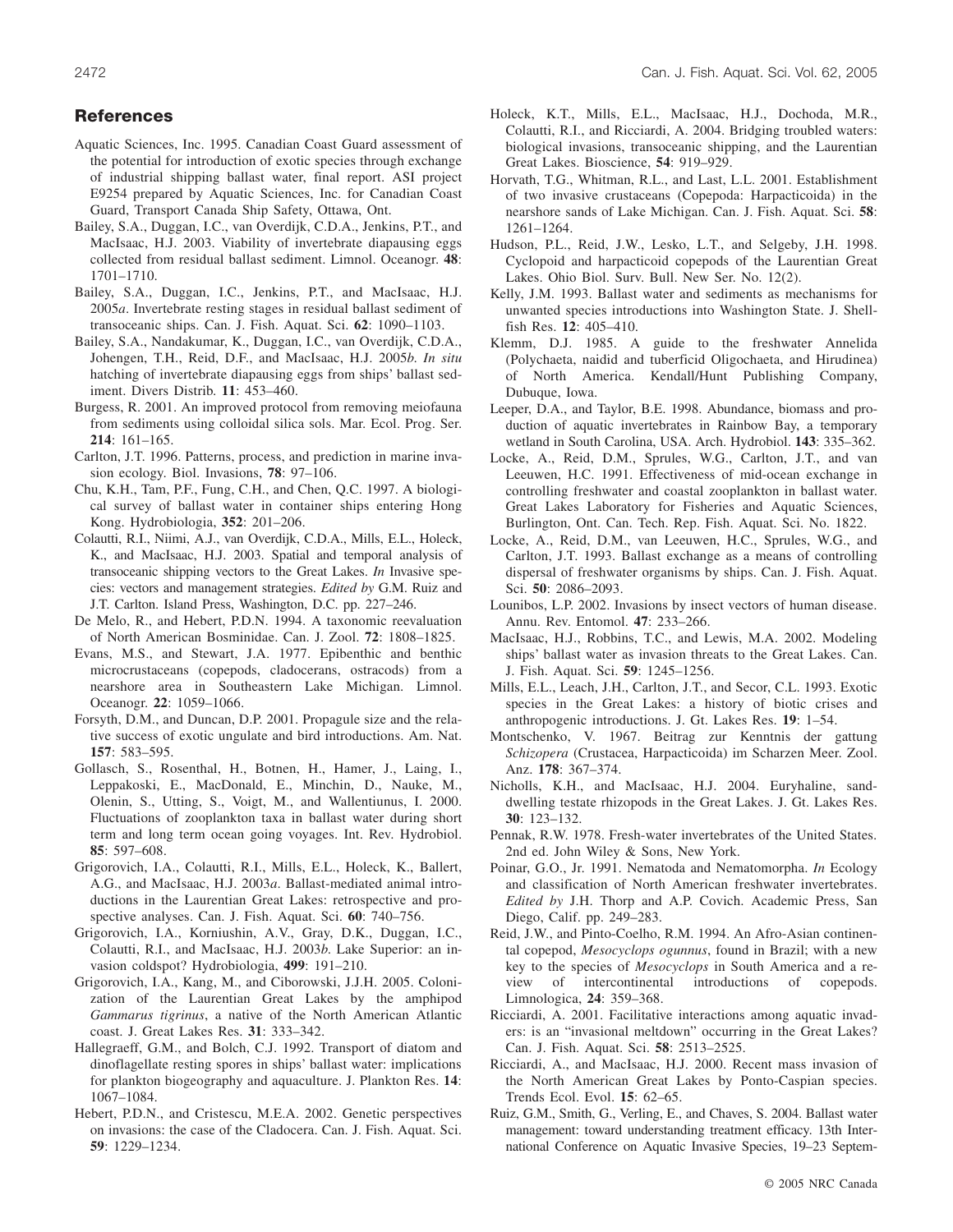## References

Aquatic Sciences, Inc. 1995. Canadian Coast Guard assessment of the potential for introduction of exotic species through exchange of industrial shipping ballast water, final report. ASI project E9254 prepared by Aquatic Sciences, Inc. for Canadian Coast Guard, Transport Canada Ship Safety, Ottawa, Ont.

Bailey, S.A., Duggan, I.C., van Overdijk, C.D.A., Jenkins, P.T., and MacIsaac, H.J. 2003. Viability of invertebrate diapausing eggs collected from residual ballast sediment. Limnol. Oceanogr. **48**: 1701–1710.

Bailey, S.A., Duggan, I.C., Jenkins, P.T., and MacIsaac, H.J. 2005*a*. Invertebrate resting stages in residual ballast sediment of transoceanic ships. Can. J. Fish. Aquat. Sci. **62**: 1090–1103.

Bailey, S.A., Nandakumar, K., Duggan, I.C., van Overdijk, C.D.A., Johengen, T.H., Reid, D.F., and MacIsaac, H.J. 2005*b*. *In situ* hatching of invertebrate diapausing eggs from ships' ballast sediment. Divers Distrib. **11**: 453–460.

Burgess, R. 2001. An improved protocol from removing meiofauna from sediments using colloidal silica sols. Mar. Ecol. Prog. Ser. **214**: 161–165.

Carlton, J.T. 1996. Patterns, process, and prediction in marine invasion ecology. Biol. Invasions, **78**: 97–106.

Chu, K.H., Tam, P.F., Fung, C.H., and Chen, Q.C. 1997. A biological survey of ballast water in container ships entering Hong Kong. Hydrobiologia, **352**: 201–206.

Colautti, R.I., Niimi, A.J., van Overdijk, C.D.A., Mills, E.L., Holeck, K., and MacIsaac, H.J. 2003. Spatial and temporal analysis of transoceanic shipping vectors to the Great Lakes. *In* Invasive species: vectors and management strategies. *Edited by* G.M. Ruiz and J.T. Carlton. Island Press, Washington, D.C. pp. 227–246.

De Melo, R., and Hebert, P.D.N. 1994. A taxonomic reevaluation of North American Bosminidae. Can. J. Zool. **72**: 1808–1825.

Evans, M.S., and Stewart, J.A. 1977. Epibenthic and benthic microcrustaceans (copepods, cladocerans, ostracods) from a nearshore area in Southeastern Lake Michigan. Limnol. Oceanogr. **22**: 1059–1066.

Forsyth, D.M., and Duncan, D.P. 2001. Propagule size and the relative success of exotic ungulate and bird introductions. Am. Nat. **157**: 583–595.

Gollasch, S., Rosenthal, H., Botnen, H., Hamer, J., Laing, I., Leppakoski, E., MacDonald, E., Minchin, D., Nauke, M., Olenin, S., Utting, S., Voigt, M., and Wallentiunus, I. 2000. Fluctuations of zooplankton taxa in ballast water during short term and long term ocean going voyages. Int. Rev. Hydrobiol. **85**: 597–608.

Grigorovich, I.A., Colautti, R.I., Mills, E.L., Holeck, K., Ballert, A.G., and MacIsaac, H.J. 2003*a*. Ballast-mediated animal introductions in the Laurentian Great Lakes: retrospective and prospective analyses. Can. J. Fish. Aquat. Sci. **60**: 740–756.

Grigorovich, I.A., Korniushin, A.V., Gray, D.K., Duggan, I.C., Colautti, R.I., and MacIsaac, H.J. 2003*b*. Lake Superior: an invasion coldspot? Hydrobiologia, **499**: 191–210.

Grigorovich, I.A., Kang, M., and Ciborowski, J.J.H. 2005. Colonization of the Laurentian Great Lakes by the amphipod *Gammarus tigrinus*, a native of the North American Atlantic coast. J. Great Lakes Res. **31**: 333–342.

Hallegraeff, G.M., and Bolch, C.J. 1992. Transport of diatom and dinoflagellate resting spores in ships' ballast water: implications for plankton biogeography and aquaculture. J. Plankton Res. **14**: 1067–1084.

Hebert, P.D.N., and Cristescu, M.E.A. 2002. Genetic perspectives on invasions: the case of the Cladocera. Can. J. Fish. Aquat. Sci. **59**: 1229–1234.

Holeck, K.T., Mills, E.L., MacIsaac, H.J., Dochoda, M.R., Colautti, R.I., and Ricciardi, A. 2004. Bridging troubled waters: biological invasions, transoceanic shipping, and the Laurentian Great Lakes. Bioscience, **54**: 919–929.

Horvath, T.G., Whitman, R.L., and Last, L.L. 2001. Establishment of two invasive crustaceans (Copepoda: Harpacticoida) in the nearshore sands of Lake Michigan. Can. J. Fish. Aquat. Sci. **58**: 1261–1264.

Hudson, P.L., Reid, J.W., Lesko, L.T., and Selgeby, J.H. 1998. Cyclopoid and harpacticoid copepods of the Laurentian Great Lakes. Ohio Biol. Surv. Bull. New Ser. No. 12(2).

Kelly, J.M. 1993. Ballast water and sediments as mechanisms for unwanted species introductions into Washington State. J. Shellfish Res. **12**: 405–410.

Klemm, D.J. 1985. A guide to the freshwater Annelida (Polychaeta, naidid and tuberficid Oligochaeta, and Hirudinea) of North America. Kendall/Hunt Publishing Company, Dubuque, Iowa.

Leeper, D.A., and Taylor, B.E. 1998. Abundance, biomass and production of aquatic invertebrates in Rainbow Bay, a temporary wetland in South Carolina, USA. Arch. Hydrobiol. **143**: 335–362.

Locke, A., Reid, D.M., Sprules, W.G., Carlton, J.T., and van Leeuwen, H.C. 1991. Effectiveness of mid-ocean exchange in controlling freshwater and coastal zooplankton in ballast water. Great Lakes Laboratory for Fisheries and Aquatic Sciences, Burlington, Ont. Can. Tech. Rep. Fish. Aquat. Sci. No. 1822.

Locke, A., Reid, D.M., van Leeuwen, H.C., Sprules, W.G., and Carlton, J.T. 1993. Ballast exchange as a means of controlling dispersal of freshwater organisms by ships. Can. J. Fish. Aquat. Sci. **50**: 2086–2093.

Lounibos, L.P. 2002. Invasions by insect vectors of human disease. Annu. Rev. Entomol. **47**: 233–266.

MacIsaac, H.J., Robbins, T.C., and Lewis, M.A. 2002. Modeling ships' ballast water as invasion threats to the Great Lakes. Can. J. Fish. Aquat. Sci. **59**: 1245–1256.

Mills, E.L., Leach, J.H., Carlton, J.T., and Secor, C.L. 1993. Exotic species in the Great Lakes: a history of biotic crises and anthropogenic introductions. J. Gt. Lakes Res. **19**: 1–54.

Montschenko, V. 1967. Beitrag zur Kenntnis der gattung *Schizopera* (Crustacea, Harpacticoida) im Scharzen Meer. Zool. Anz. **178**: 367–374.

Nicholls, K.H., and MacIsaac, H.J. 2004. Euryhaline, sand-dwelling testate rhizopods in the Great Lakes. J. Gt. Lakes Res. **30**: 123–132.

Pennak, R.W. 1978. Fresh-water invertebrates of the United States. 2nd ed. John Wiley & Sons, New York.

Poinar, G.O., Jr. 1991. Nematoda and Nematomorpha. *In* Ecology and classification of North American freshwater invertebrates. *Edited by* J.H. Thorp and A.P. Covich. Academic Press, San Diego, Calif. pp. 249–283.

Reid, J.W., and Pinto-Coelho, R.M. 1994. An Afro-Asian continental copepod, *Mesocyclops ogunnus*, found in Brazil; with a new key to the species of *Mesocyclops* in South America and a review of intercontinental introductions of copepods. Limnologica, **24**: 359–368.

Ricciardi, A. 2001. Facilitative interactions among aquatic invaders: is an "invasional meltdown" occurring in the Great Lakes? Can. J. Fish. Aquat. Sci. **58**: 2513–2525.

Ricciardi, A., and MacIsaac, H.J. 2000. Recent mass invasion of the North American Great Lakes by Ponto-Caspian species. Trends Ecol. Evol. **15**: 62–65.

Ruiz, G.M., Smith, G., Verling, E., and Chaves, S. 2004. Ballast water management: toward understanding treatment efficacy. 13th International Conference on Aquatic Invasive Species, 19–23 Septem-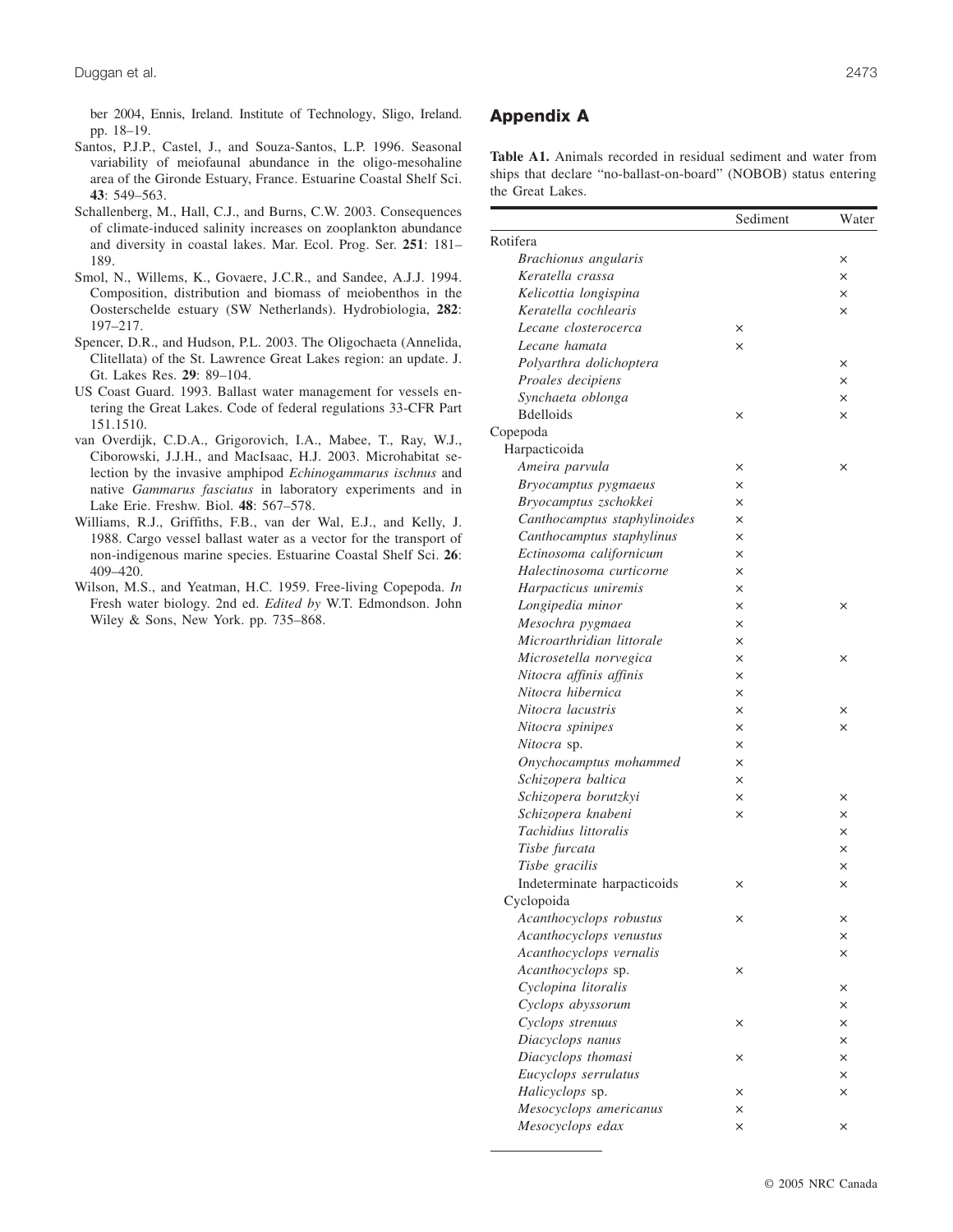ber 2004, Ennis, Ireland. Institute of Technology, Sligo, Ireland. pp. 18–19.

Santos, P.J.P., Castel, J., and Souza-Santos, L.P. 1996. Seasonal variability of meiofaunal abundance in the oligo-mesohaline area of the Gironde Estuary, France. Estuarine Coastal Shelf Sci. **43**: 549–563.

Schallenberg, M., Hall, C.J., and Burns, C.W. 2003. Consequences of climate-induced salinity increases on zooplankton abundance and diversity in coastal lakes. Mar. Ecol. Prog. Ser. **251**: 181–189.

Smol, N., Willems, K., Govaere, J.C.R., and Sandee, A.J.J. 1994. Composition, distribution and biomass of meiobenthos in the Oosterschelde estuary (SW Netherlands). Hydrobiologia, **282**: 197–217.

Spencer, D.R., and Hudson, P.L. 2003. The Oligochaeta (Annelida, Clitellata) of the St. Lawrence Great Lakes region: an update. J. Gt. Lakes Res. **29**: 89–104.

US Coast Guard. 1993. Ballast water management for vessels entering the Great Lakes. Code of federal regulations 33-CFR Part 151.1510.

van Overdijk, C.D.A., Grigorovich, I.A., Mabee, T., Ray, W.J., Ciborowski, J.J.H., and MacIsaac, H.J. 2003. Microhabitat selection by the invasive amphipod *Echinogammarus ischnus* and native *Gammarus fasciatus* in laboratory experiments and in Lake Erie. Freshw. Biol. **48**: 567–578.

Williams, R.J., Griffiths, F.B., van der Wal, E.J., and Kelly, J. 1988. Cargo vessel ballast water as a vector for the transport of non-indigenous marine species. Estuarine Coastal Shelf Sci. **26**: 409–420.

Wilson, M.S., and Yeatman, H.C. 1959. Free-living Copepoda. *In* Fresh water biology. 2nd ed. *Edited by* W.T. Edmondson. John Wiley & Sons, New York. pp. 735–868.

## Appendix A

**Table A1.** Animals recorded in residual sediment and water from ships that declare "no-ballast-on-board" (NOBOB) status entering the Great Lakes.

| | Sediment | Water |
|---|---|---|
| Rotifera | | |
| *Brachionus angularis* | | × |
| *Keratella crassa* | | × |
| *Kelicottia longispina* | | × |
| *Keratella cochlearis* | | × |
| *Lecane closterocerca* | × | |
| *Lecane hamata* | × | |
| *Polyarthra dolichoptera* | | × |
| *Proales decipiens* | | × |
| *Synchaeta oblonga* | | × |
| Bdelloids | × | × |
| Copepoda | | |
| Harpacticoida | | |
| *Ameira parvula* | × | × |
| *Bryocamptus pygmaeus* | × | |
| *Bryocamptus zschokkei* | × | |
| *Canthocamptus staphylinoides* | × | |
| *Canthocamptus staphylinus* | × | |
| *Ectinosoma californicum* | × | |
| *Halectinosoma curticorne* | × | |
| *Harpacticus uniremis* | × | |
| *Longipedia minor* | × | × |
| *Mesochra pygmaea* | × | |
| *Microarthridian littorale* | × | |
| *Microsetella norvegica* | × | × |
| *Nitocra affinis affinis* | × | |
| *Nitocra hibernica* | × | |
| *Nitocra lacustris* | × | × |
| *Nitocra spinipes* | × | × |
| *Nitocra* sp. | × | |
| *Onychocamptus mohammed* | × | |
| *Schizopera baltica* | × | |
| *Schizopera borutzkyi* | × | × |
| *Schizopera knabeni* | × | × |
| *Tachidius littoralis* | | × |
| *Tisbe furcata* | | × |
| *Tisbe gracilis* | | × |
| Indeterminate harpacticoids | × | × |
| Cyclopoida | | |
| *Acanthocyclops robustus* | × | × |
| *Acanthocyclops venustus* | | × |
| *Acanthocyclops vernalis* | | × |
| *Acanthocyclops* sp. | × | |
| *Cyclopina litoralis* | | × |
| *Cyclops abyssorum* | | × |
| *Cyclops strenuus* | × | × |
| *Diacyclops nanus* | | × |
| *Diacyclops thomasi* | × | × |
| *Eucyclops serrulatus* | | × |
| *Halicyclops* sp. | × | × |
| *Mesocyclops americanus* | × | |
| *Mesocyclops edax* | × | × |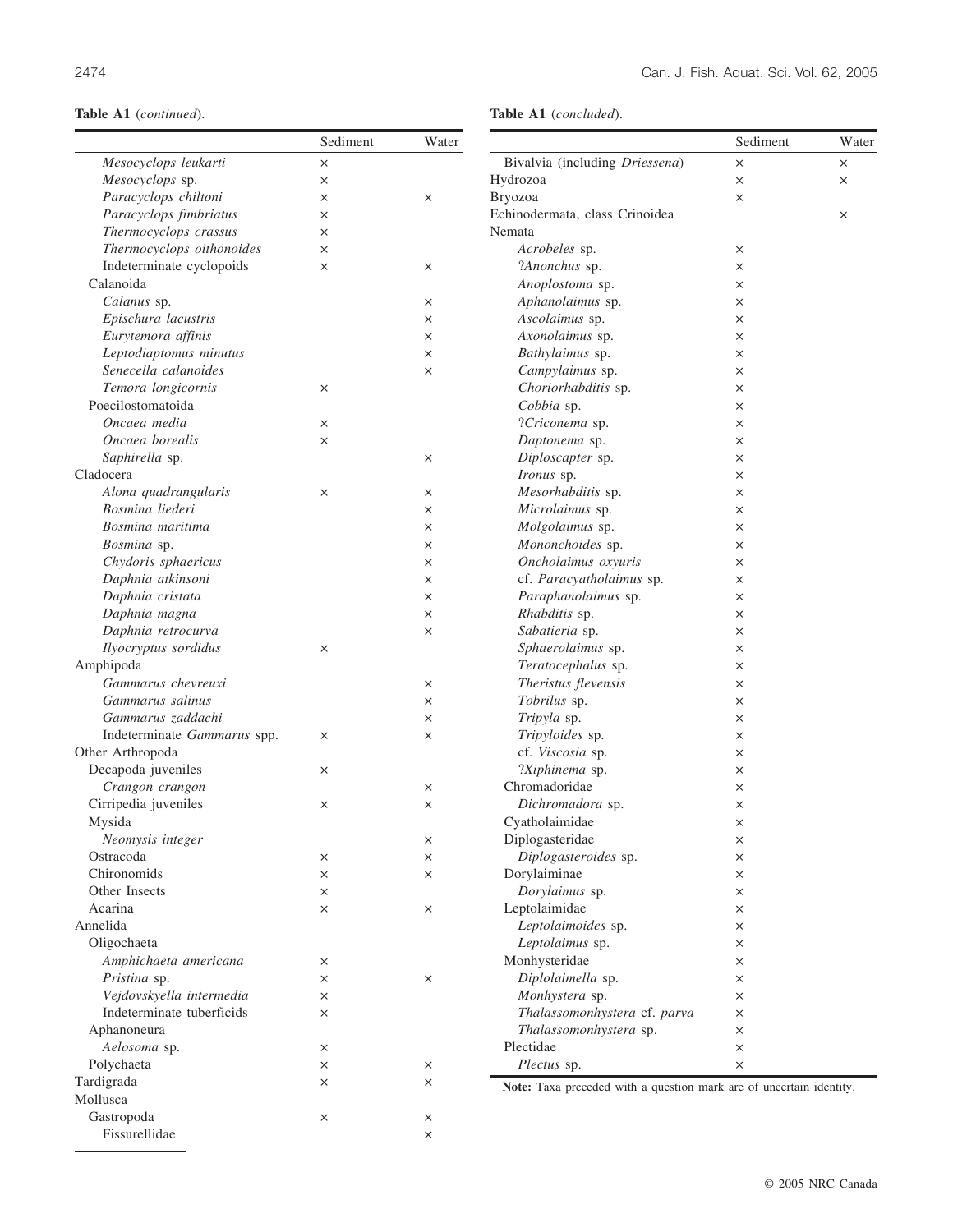**Table A1** (*continued*).

| | Sediment | Water |
|---|---|---|
| *Mesocyclops leukarti* | × | |
| *Mesocyclops* sp. | × | |
| *Paracyclops chiltoni* | × | × |
| *Paracyclops fimbriatus* | × | |
| *Thermocyclops crassus* | × | |
| *Thermocyclops oithonoides* | × | |
| Indeterminate cyclopoids | × | × |
| Calanoida | | |
| *Calanus* sp. | | × |
| *Epischura lacustris* | | × |
| *Eurytemora affinis* | | × |
| *Leptodiaptomus minutus* | | × |
| *Senecella calanoides* | | × |
| *Temora longicornis* | × | |
| Poecilostomatoida | | |
| *Oncaea media* | × | |
| *Oncaea borealis* | × | |
| *Saphirella* sp. | | × |
| Cladocera | | |
| *Alona quadrangularis* | × | × |
| *Bosmina liederi* | | × |
| *Bosmina maritima* | | × |
| *Bosmina* sp. | | × |
| *Chydoris sphaericus* | | × |
| *Daphnia atkinsoni* | | × |
| *Daphnia cristata* | | × |
| *Daphnia magna* | | × |
| *Daphnia retrocurva* | | × |
| *Ilyocryptus sordidus* | × | |
| Amphipoda | | |
| *Gammarus chevreuxi* | | × |
| *Gammarus salinus* | | × |
| *Gammarus zaddachi* | | × |
| Indeterminate *Gammarus* spp. | × | × |
| Other Arthropoda | | |
| Decapoda juveniles | × | |
| *Crangon crangon* | | × |
| Cirripedia juveniles | × | × |
| Mysida | | |
| *Neomysis integer* | | × |
| Ostracoda | × | × |
| Chironomids | × | × |
| Other Insects | × | |
| Acarina | × | × |
| Annelida | | |
| Oligochaeta | | |
| *Amphichaeta americana* | × | |
| *Pristina* sp. | × | × |
| *Vejdovskyella intermedia* | × | |
| Indeterminate tuberficids | × | |
| Aphanoneura | | |
| *Aelosoma* sp. | × | |
| Polychaeta | × | × |
| Tardigrada | × | × |
| Mollusca | | |
| Gastropoda | × | × |
| Fissurellidae | | × |

**Table A1** (*concluded*).

| | Sediment | Water |
|---|---|---|
| Bivalvia (including *Driessena*) | × | × |
| Hydrozoa | × | × |
| Bryozoa | × | |
| Echinodermata, class Crinoidea | | × |
| Nemata | | |
| *Acrobeles* sp. | × | |
| ?*Anonchus* sp. | × | |
| *Anoplostoma* sp. | × | |
| *Aphanolaimus* sp. | × | |
| *Ascolaimus* sp. | × | |
| *Axonolaimus* sp. | × | |
| *Bathylaimus* sp. | × | |
| *Campylaimus* sp. | × | |
| *Choriorhabditis* sp. | × | |
| *Cobbia* sp. | × | |
| ?*Criconema* sp. | × | |
| *Daptonema* sp. | × | |
| *Diploscapter* sp. | × | |
| *Ironus* sp. | × | |
| *Mesorhabditis* sp. | × | |
| *Microlaimus* sp. | × | |
| *Molgolaimus* sp. | × | |
| *Mononchoides* sp. | × | |
| *Oncholaimus oxyuris* | × | |
| cf. *Paracyatholaimus* sp. | × | |
| *Paraphanolaimus* sp. | × | |
| *Rhabditis* sp. | × | |
| *Sabatieria* sp. | × | |
| *Sphaerolaimus* sp. | × | |
| *Teratocephalus* sp. | × | |
| *Theristus flevensis* | × | |
| *Tobrilus* sp. | × | |
| *Tripyla* sp. | × | |
| *Tripyloides* sp. | × | |
| cf. *Viscosia* sp. | × | |
| ?*Xiphinema* sp. | × | |
| Chromadoridae | × | |
| *Dichromadora* sp. | × | |
| Cyatholaimidae | × | |
| Diplogasteridae | × | |
| *Diplogasteroides* sp. | × | |
| Dorylaiminae | × | |
| *Dorylaimus* sp. | × | |
| Leptolaimidae | × | |
| *Leptolaimoides* sp. | × | |
| *Leptolaimus* sp. | × | |
| Monhysteridae | × | |
| *Diplolaimella* sp. | × | |
| *Monhystera* sp. | × | |
| *Thalassomonhystera* cf. *parva* | × | |
| *Thalassomonhystera* sp. | × | |
| Plectidae | × | |
| *Plectus* sp. | × | |

**Note:** Taxa preceded with a question mark are of uncertain identity.